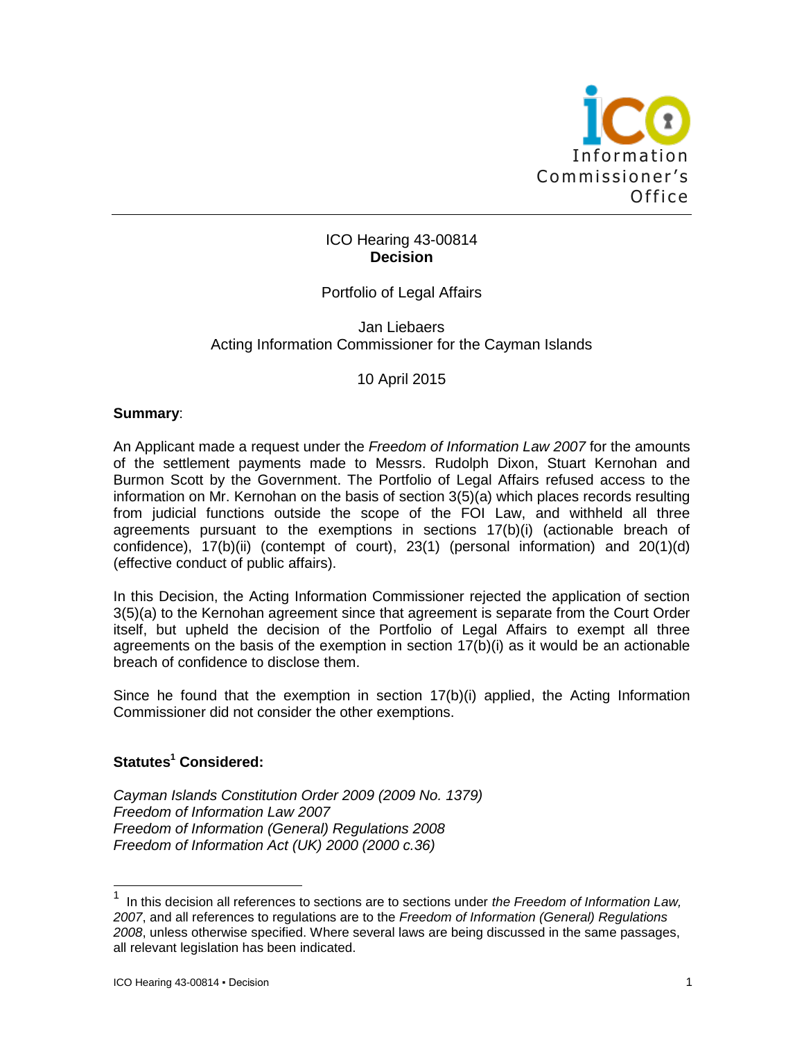Information Commissioner's Office

ICO Hearing 43-00814
**Decision**

Portfolio of Legal Affairs

Jan Liebaers
Acting Information Commissioner for the Cayman Islands

10 April 2015

**Summary**:

An Applicant made a request under the *Freedom of Information Law 2007* for the amounts of the settlement payments made to Messrs. Rudolph Dixon, Stuart Kernohan and Burmon Scott by the Government. The Portfolio of Legal Affairs refused access to the information on Mr. Kernohan on the basis of section 3(5)(a) which places records resulting from judicial functions outside the scope of the FOI Law, and withheld all three agreements pursuant to the exemptions in sections 17(b)(i) (actionable breach of confidence), 17(b)(ii) (contempt of court), 23(1) (personal information) and 20(1)(d) (effective conduct of public affairs).

In this Decision, the Acting Information Commissioner rejected the application of section 3(5)(a) to the Kernohan agreement since that agreement is separate from the Court Order itself, but upheld the decision of the Portfolio of Legal Affairs to exempt all three agreements on the basis of the exemption in section 17(b)(i) as it would be an actionable breach of confidence to disclose them.

Since he found that the exemption in section 17(b)(i) applied, the Acting Information Commissioner did not consider the other exemptions.

**Statutes[1] Considered:**

*Cayman Islands Constitution Order 2009 (2009 No. 1379)*
*Freedom of Information Law 2007*
*Freedom of Information (General) Regulations 2008*
*Freedom of Information Act (UK) 2000 (2000 c.36)*

[1] In this decision all references to sections are to sections under *the Freedom of Information Law, 2007*, and all references to regulations are to the *Freedom of Information (General) Regulations 2008*, unless otherwise specified. Where several laws are being discussed in the same passages, all relevant legislation has been indicated.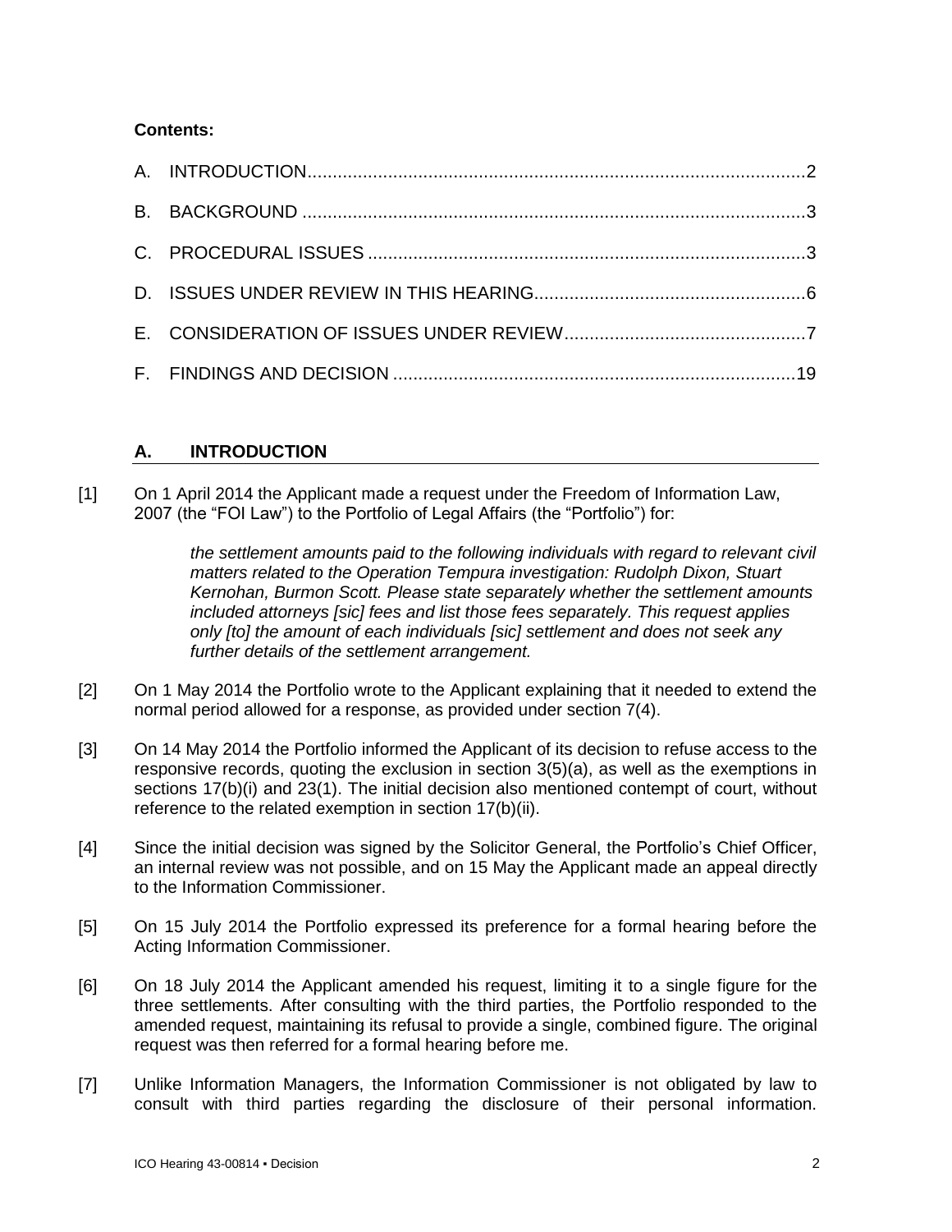**Contents:**

A. INTRODUCTION ............................................................................................2

B. BACKGROUND ..............................................................................................3

C. PROCEDURAL ISSUES ..................................................................................3

D. ISSUES UNDER REVIEW IN THIS HEARING ................................................6

E. CONSIDERATION OF ISSUES UNDER REVIEW ...........................................7

F. FINDINGS AND DECISION ..........................................................................19

## A. INTRODUCTION

[1] On 1 April 2014 the Applicant made a request under the Freedom of Information Law, 2007 (the "FOI Law") to the Portfolio of Legal Affairs (the "Portfolio") for:

> *the settlement amounts paid to the following individuals with regard to relevant civil matters related to the Operation Tempura investigation: Rudolph Dixon, Stuart Kernohan, Burmon Scott. Please state separately whether the settlement amounts included attorneys [sic] fees and list those fees separately. This request applies only [to] the amount of each individuals [sic] settlement and does not seek any further details of the settlement arrangement.*

[2] On 1 May 2014 the Portfolio wrote to the Applicant explaining that it needed to extend the normal period allowed for a response, as provided under section 7(4).

[3] On 14 May 2014 the Portfolio informed the Applicant of its decision to refuse access to the responsive records, quoting the exclusion in section 3(5)(a), as well as the exemptions in sections 17(b)(i) and 23(1). The initial decision also mentioned contempt of court, without reference to the related exemption in section 17(b)(ii).

[4] Since the initial decision was signed by the Solicitor General, the Portfolio's Chief Officer, an internal review was not possible, and on 15 May the Applicant made an appeal directly to the Information Commissioner.

[5] On 15 July 2014 the Portfolio expressed its preference for a formal hearing before the Acting Information Commissioner.

[6] On 18 July 2014 the Applicant amended his request, limiting it to a single figure for the three settlements. After consulting with the third parties, the Portfolio responded to the amended request, maintaining its refusal to provide a single, combined figure. The original request was then referred for a formal hearing before me.

[7] Unlike Information Managers, the Information Commissioner is not obligated by law to consult with third parties regarding the disclosure of their personal information.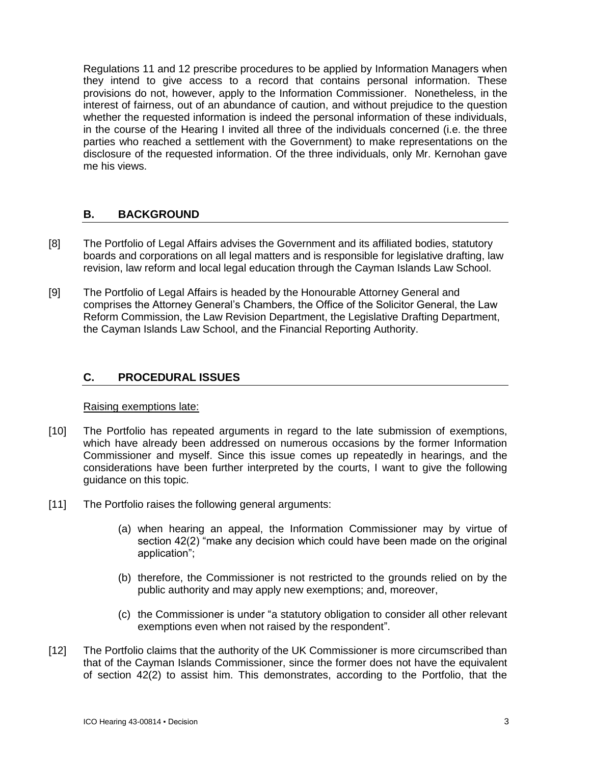Regulations 11 and 12 prescribe procedures to be applied by Information Managers when they intend to give access to a record that contains personal information. These provisions do not, however, apply to the Information Commissioner. Nonetheless, in the interest of fairness, out of an abundance of caution, and without prejudice to the question whether the requested information is indeed the personal information of these individuals, in the course of the Hearing I invited all three of the individuals concerned (i.e. the three parties who reached a settlement with the Government) to make representations on the disclosure of the requested information. Of the three individuals, only Mr. Kernohan gave me his views.

## B. BACKGROUND

[8] The Portfolio of Legal Affairs advises the Government and its affiliated bodies, statutory boards and corporations on all legal matters and is responsible for legislative drafting, law revision, law reform and local legal education through the Cayman Islands Law School.

[9] The Portfolio of Legal Affairs is headed by the Honourable Attorney General and comprises the Attorney General's Chambers, the Office of the Solicitor General, the Law Reform Commission, the Law Revision Department, the Legislative Drafting Department, the Cayman Islands Law School, and the Financial Reporting Authority.

## C. PROCEDURAL ISSUES

Raising exemptions late:

[10] The Portfolio has repeated arguments in regard to the late submission of exemptions, which have already been addressed on numerous occasions by the former Information Commissioner and myself. Since this issue comes up repeatedly in hearings, and the considerations have been further interpreted by the courts, I want to give the following guidance on this topic.

[11] The Portfolio raises the following general arguments:

(a) when hearing an appeal, the Information Commissioner may by virtue of section 42(2) "make any decision which could have been made on the original application";

(b) therefore, the Commissioner is not restricted to the grounds relied on by the public authority and may apply new exemptions; and, moreover,

(c) the Commissioner is under "a statutory obligation to consider all other relevant exemptions even when not raised by the respondent".

[12] The Portfolio claims that the authority of the UK Commissioner is more circumscribed than that of the Cayman Islands Commissioner, since the former does not have the equivalent of section 42(2) to assist him. This demonstrates, according to the Portfolio, that the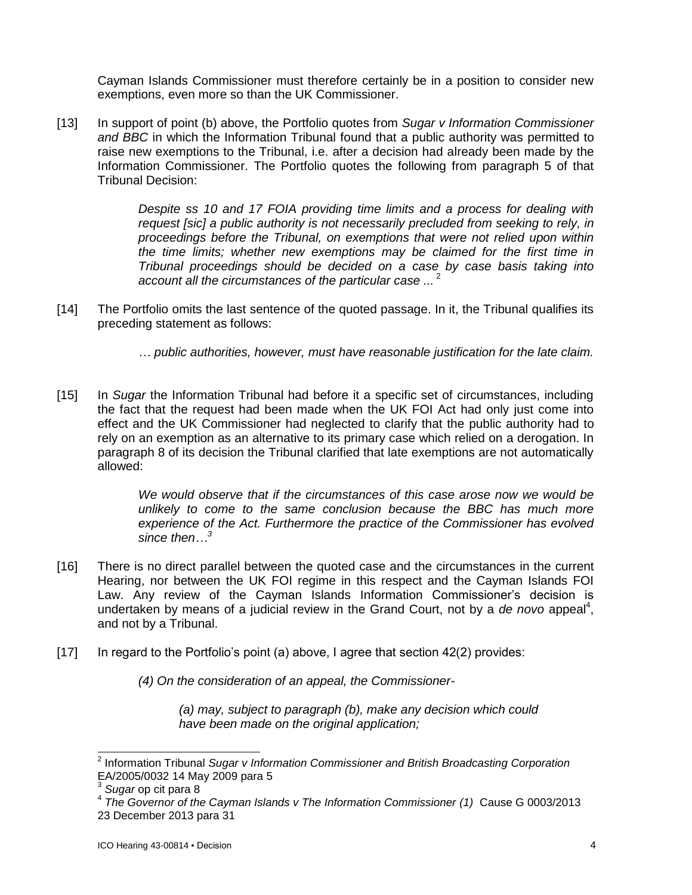Cayman Islands Commissioner must therefore certainly be in a position to consider new exemptions, even more so than the UK Commissioner.

[13] In support of point (b) above, the Portfolio quotes from *Sugar v Information Commissioner and BBC* in which the Information Tribunal found that a public authority was permitted to raise new exemptions to the Tribunal, i.e. after a decision had already been made by the Information Commissioner. The Portfolio quotes the following from paragraph 5 of that Tribunal Decision:

> *Despite ss 10 and 17 FOIA providing time limits and a process for dealing with request [sic] a public authority is not necessarily precluded from seeking to rely, in proceedings before the Tribunal, on exemptions that were not relied upon within the time limits; whether new exemptions may be claimed for the first time in Tribunal proceedings should be decided on a case by case basis taking into account all the circumstances of the particular case ...* [2]

[14] The Portfolio omits the last sentence of the quoted passage. In it, the Tribunal qualifies its preceding statement as follows:

> *… public authorities, however, must have reasonable justification for the late claim.*

[15] In *Sugar* the Information Tribunal had before it a specific set of circumstances, including the fact that the request had been made when the UK FOI Act had only just come into effect and the UK Commissioner had neglected to clarify that the public authority had to rely on an exemption as an alternative to its primary case which relied on a derogation. In paragraph 8 of its decision the Tribunal clarified that late exemptions are not automatically allowed:

> *We would observe that if the circumstances of this case arose now we would be unlikely to come to the same conclusion because the BBC has much more experience of the Act. Furthermore the practice of the Commissioner has evolved since then…*[3]

[16] There is no direct parallel between the quoted case and the circumstances in the current Hearing, nor between the UK FOI regime in this respect and the Cayman Islands FOI Law. Any review of the Cayman Islands Information Commissioner's decision is undertaken by means of a judicial review in the Grand Court, not by a *de novo* appeal[4], and not by a Tribunal.

[17] In regard to the Portfolio's point (a) above, I agree that section 42(2) provides:

> *(4) On the consideration of an appeal, the Commissioner-*
>
> > *(a) may, subject to paragraph (b), make any decision which could have been made on the original application;*

---

[2] Information Tribunal *Sugar v Information Commissioner and British Broadcasting Corporation* EA/2005/0032 14 May 2009 para 5

[3] *Sugar* op cit para 8

[4] *The Governor of the Cayman Islands v The Information Commissioner (1)* Cause G 0003/2013 23 December 2013 para 31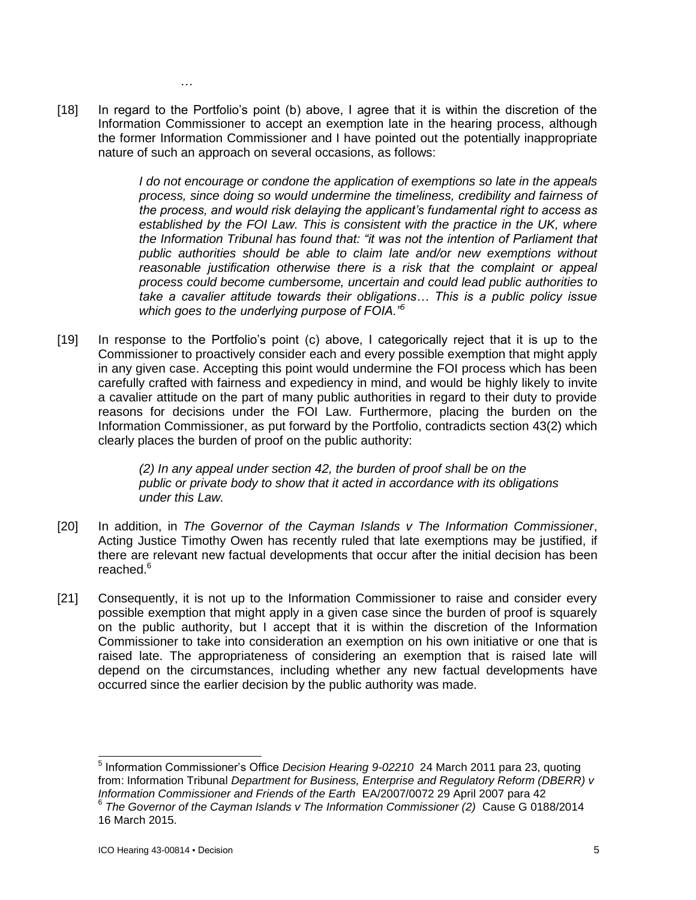…

[18] In regard to the Portfolio's point (b) above, I agree that it is within the discretion of the Information Commissioner to accept an exemption late in the hearing process, although the former Information Commissioner and I have pointed out the potentially inappropriate nature of such an approach on several occasions, as follows:

> *I do not encourage or condone the application of exemptions so late in the appeals process, since doing so would undermine the timeliness, credibility and fairness of the process, and would risk delaying the applicant's fundamental right to access as established by the FOI Law. This is consistent with the practice in the UK, where the Information Tribunal has found that: "it was not the intention of Parliament that public authorities should be able to claim late and/or new exemptions without reasonable justification otherwise there is a risk that the complaint or appeal process could become cumbersome, uncertain and could lead public authorities to take a cavalier attitude towards their obligations… This is a public policy issue which goes to the underlying purpose of FOIA."*[5]

[19] In response to the Portfolio's point (c) above, I categorically reject that it is up to the Commissioner to proactively consider each and every possible exemption that might apply in any given case. Accepting this point would undermine the FOI process which has been carefully crafted with fairness and expediency in mind, and would be highly likely to invite a cavalier attitude on the part of many public authorities in regard to their duty to provide reasons for decisions under the FOI Law. Furthermore, placing the burden on the Information Commissioner, as put forward by the Portfolio, contradicts section 43(2) which clearly places the burden of proof on the public authority:

> *(2) In any appeal under section 42, the burden of proof shall be on the public or private body to show that it acted in accordance with its obligations under this Law.*

[20] In addition, in *The Governor of the Cayman Islands v The Information Commissioner*, Acting Justice Timothy Owen has recently ruled that late exemptions may be justified, if there are relevant new factual developments that occur after the initial decision has been reached.[6]

[21] Consequently, it is not up to the Information Commissioner to raise and consider every possible exemption that might apply in a given case since the burden of proof is squarely on the public authority, but I accept that it is within the discretion of the Information Commissioner to take into consideration an exemption on his own initiative or one that is raised late. The appropriateness of considering an exemption that is raised late will depend on the circumstances, including whether any new factual developments have occurred since the earlier decision by the public authority was made.

---

[5] Information Commissioner's Office *Decision Hearing 9-02210* 24 March 2011 para 23, quoting from: Information Tribunal *Department for Business, Enterprise and Regulatory Reform (DBERR) v Information Commissioner and Friends of the Earth* EA/2007/0072 29 April 2007 para 42

[6] *The Governor of the Cayman Islands v The Information Commissioner (2)* Cause G 0188/2014 16 March 2015.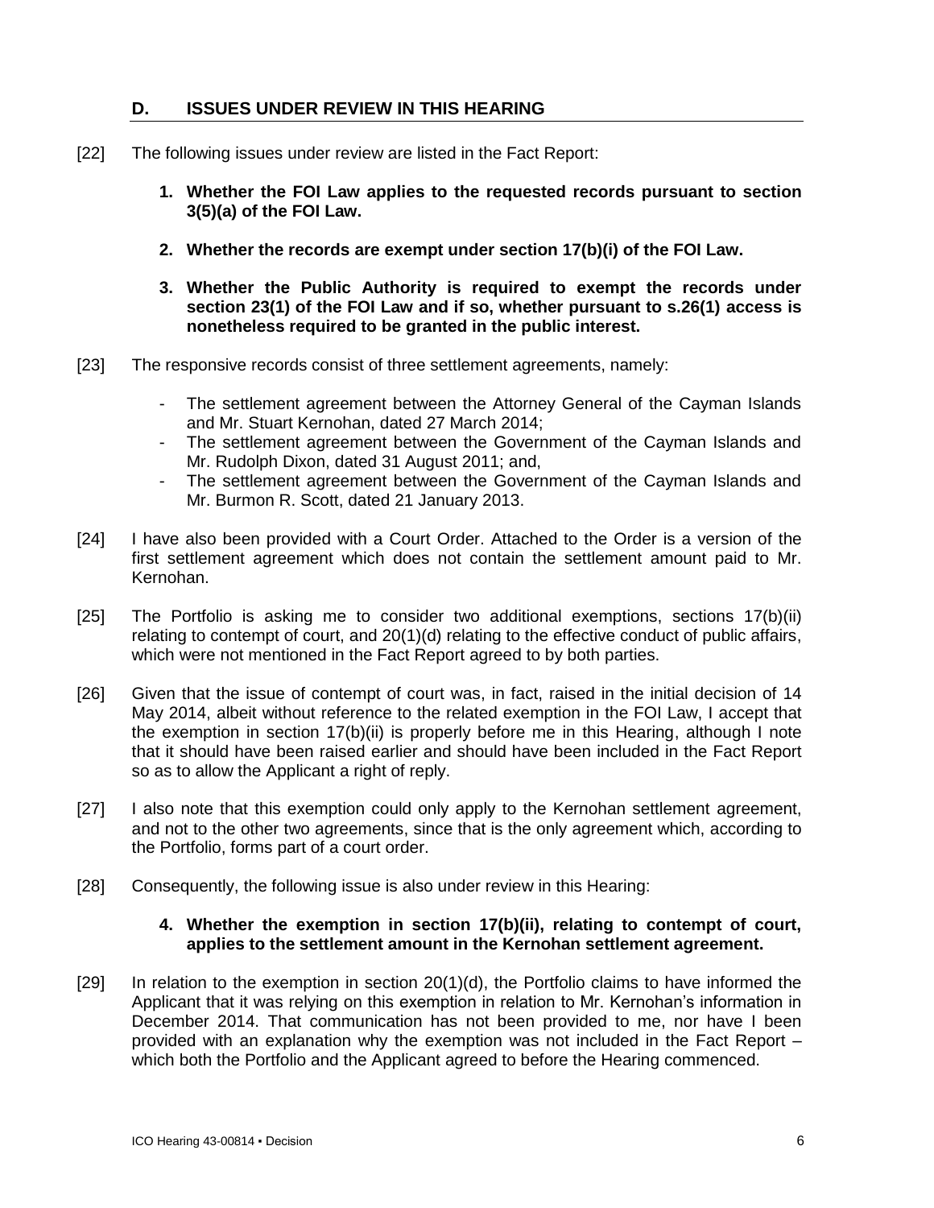## D. ISSUES UNDER REVIEW IN THIS HEARING

[22] The following issues under review are listed in the Fact Report:

1. **Whether the FOI Law applies to the requested records pursuant to section 3(5)(a) of the FOI Law.**

2. **Whether the records are exempt under section 17(b)(i) of the FOI Law.**

3. **Whether the Public Authority is required to exempt the records under section 23(1) of the FOI Law and if so, whether pursuant to s.26(1) access is nonetheless required to be granted in the public interest.**

[23] The responsive records consist of three settlement agreements, namely:

- The settlement agreement between the Attorney General of the Cayman Islands and Mr. Stuart Kernohan, dated 27 March 2014;
- The settlement agreement between the Government of the Cayman Islands and Mr. Rudolph Dixon, dated 31 August 2011; and,
- The settlement agreement between the Government of the Cayman Islands and Mr. Burmon R. Scott, dated 21 January 2013.

[24] I have also been provided with a Court Order. Attached to the Order is a version of the first settlement agreement which does not contain the settlement amount paid to Mr. Kernohan.

[25] The Portfolio is asking me to consider two additional exemptions, sections 17(b)(ii) relating to contempt of court, and 20(1)(d) relating to the effective conduct of public affairs, which were not mentioned in the Fact Report agreed to by both parties.

[26] Given that the issue of contempt of court was, in fact, raised in the initial decision of 14 May 2014, albeit without reference to the related exemption in the FOI Law, I accept that the exemption in section 17(b)(ii) is properly before me in this Hearing, although I note that it should have been raised earlier and should have been included in the Fact Report so as to allow the Applicant a right of reply.

[27] I also note that this exemption could only apply to the Kernohan settlement agreement, and not to the other two agreements, since that is the only agreement which, according to the Portfolio, forms part of a court order.

[28] Consequently, the following issue is also under review in this Hearing:

4. **Whether the exemption in section 17(b)(ii), relating to contempt of court, applies to the settlement amount in the Kernohan settlement agreement.**

[29] In relation to the exemption in section 20(1)(d), the Portfolio claims to have informed the Applicant that it was relying on this exemption in relation to Mr. Kernohan's information in December 2014. That communication has not been provided to me, nor have I been provided with an explanation why the exemption was not included in the Fact Report – which both the Portfolio and the Applicant agreed to before the Hearing commenced.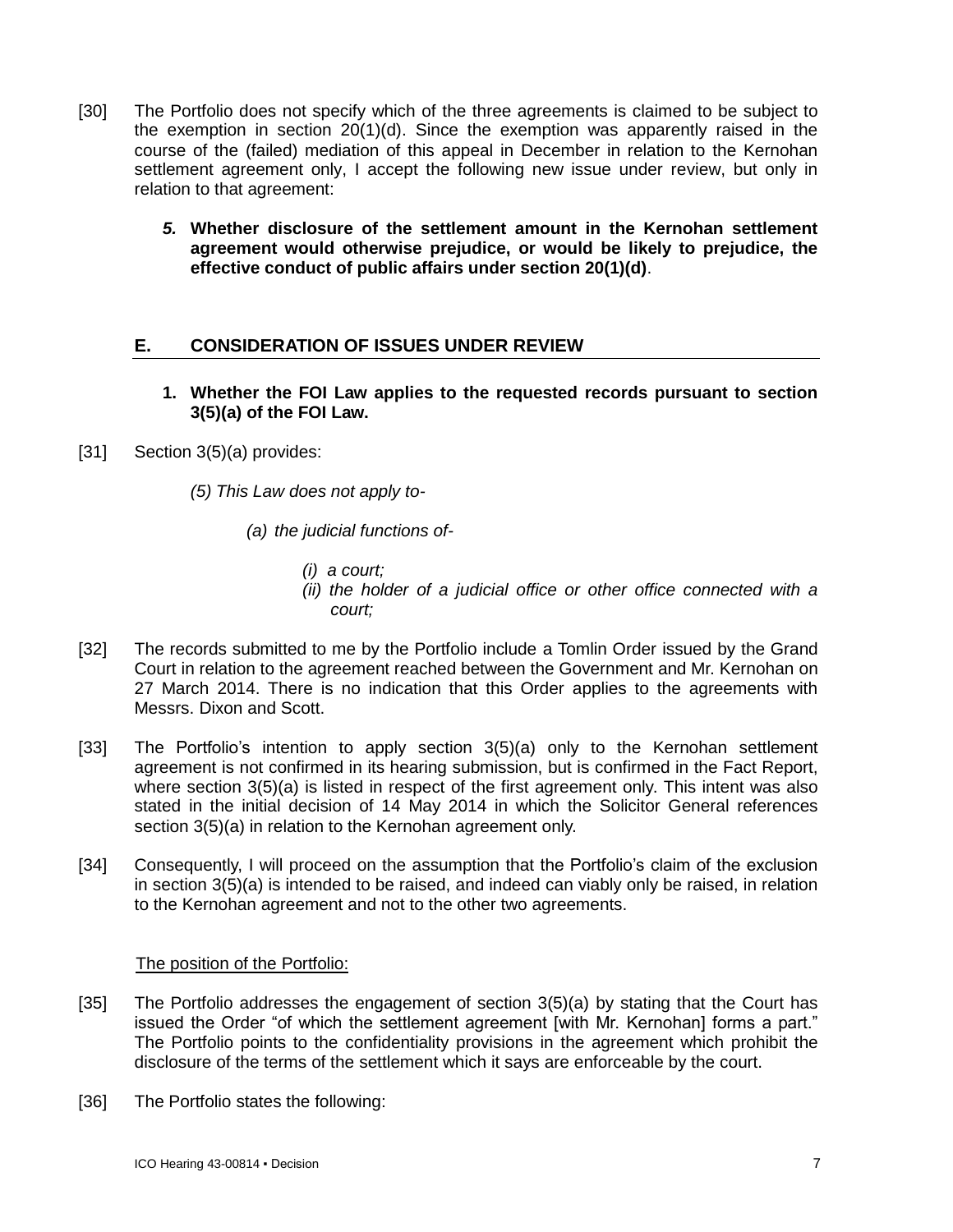[30] The Portfolio does not specify which of the three agreements is claimed to be subject to the exemption in section 20(1)(d). Since the exemption was apparently raised in the course of the (failed) mediation of this appeal in December in relation to the Kernohan settlement agreement only, I accept the following new issue under review, but only in relation to that agreement:

> ***5.*** **Whether disclosure of the settlement amount in the Kernohan settlement agreement would otherwise prejudice, or would be likely to prejudice, the effective conduct of public affairs under section 20(1)(d)**.

## E. CONSIDERATION OF ISSUES UNDER REVIEW

### 1. Whether the FOI Law applies to the requested records pursuant to section 3(5)(a) of the FOI Law.

[31] Section 3(5)(a) provides:

> *(5) This Law does not apply to-*
>
> *(a) the judicial functions of-*
>
> *(i) a court;*
>
> *(ii) the holder of a judicial office or other office connected with a court;*

[32] The records submitted to me by the Portfolio include a Tomlin Order issued by the Grand Court in relation to the agreement reached between the Government and Mr. Kernohan on 27 March 2014. There is no indication that this Order applies to the agreements with Messrs. Dixon and Scott.

[33] The Portfolio's intention to apply section 3(5)(a) only to the Kernohan settlement agreement is not confirmed in its hearing submission, but is confirmed in the Fact Report, where section 3(5)(a) is listed in respect of the first agreement only. This intent was also stated in the initial decision of 14 May 2014 in which the Solicitor General references section 3(5)(a) in relation to the Kernohan agreement only.

[34] Consequently, I will proceed on the assumption that the Portfolio's claim of the exclusion in section 3(5)(a) is intended to be raised, and indeed can viably only be raised, in relation to the Kernohan agreement and not to the other two agreements.

The position of the Portfolio:

[35] The Portfolio addresses the engagement of section 3(5)(a) by stating that the Court has issued the Order "of which the settlement agreement [with Mr. Kernohan] forms a part." The Portfolio points to the confidentiality provisions in the agreement which prohibit the disclosure of the terms of the settlement which it says are enforceable by the court.

[36] The Portfolio states the following: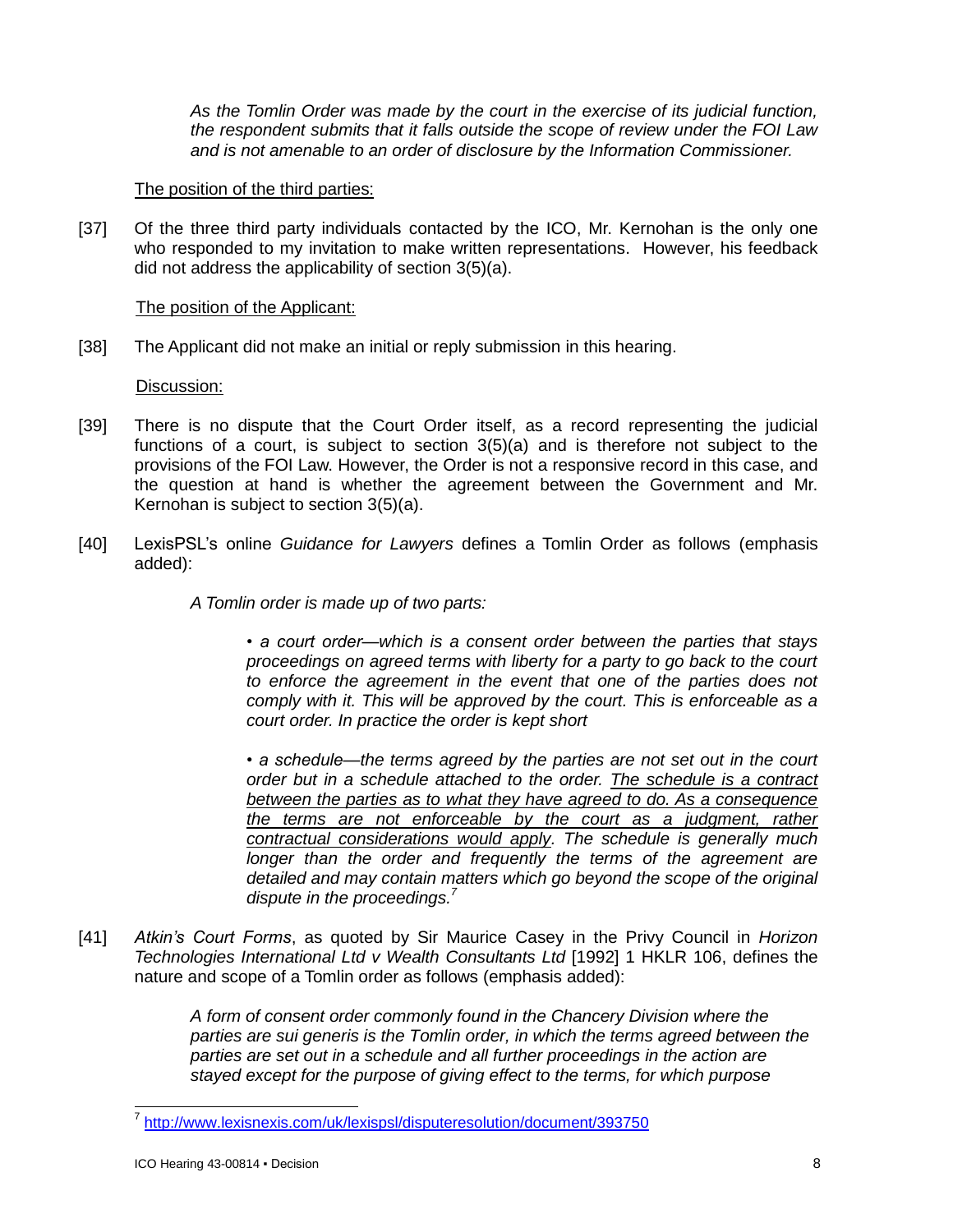*As the Tomlin Order was made by the court in the exercise of its judicial function, the respondent submits that it falls outside the scope of review under the FOI Law and is not amenable to an order of disclosure by the Information Commissioner.*

The position of the third parties:

[37] Of the three third party individuals contacted by the ICO, Mr. Kernohan is the only one who responded to my invitation to make written representations. However, his feedback did not address the applicability of section 3(5)(a).

The position of the Applicant:

[38] The Applicant did not make an initial or reply submission in this hearing.

Discussion:

[39] There is no dispute that the Court Order itself, as a record representing the judicial functions of a court, is subject to section 3(5)(a) and is therefore not subject to the provisions of the FOI Law. However, the Order is not a responsive record in this case, and the question at hand is whether the agreement between the Government and Mr. Kernohan is subject to section 3(5)(a).

[40] LexisPSL's online *Guidance for Lawyers* defines a Tomlin Order as follows (emphasis added):

> *A Tomlin order is made up of two parts:*
>
> *• a court order—which is a consent order between the parties that stays proceedings on agreed terms with liberty for a party to go back to the court to enforce the agreement in the event that one of the parties does not comply with it. This will be approved by the court. This is enforceable as a court order. In practice the order is kept short*
>
> *• a schedule—the terms agreed by the parties are not set out in the court order but in a schedule attached to the order. <u>The schedule is a contract between the parties as to what they have agreed to do. As a consequence the terms are not enforceable by the court as a judgment, rather contractual considerations would apply</u>. The schedule is generally much longer than the order and frequently the terms of the agreement are detailed and may contain matters which go beyond the scope of the original dispute in the proceedings.*[7]

[41] *Atkin's Court Forms*, as quoted by Sir Maurice Casey in the Privy Council in *Horizon Technologies International Ltd v Wealth Consultants Ltd* [1992] 1 HKLR 106, defines the nature and scope of a Tomlin order as follows (emphasis added):

> *A form of consent order commonly found in the Chancery Division where the parties are sui generis is the Tomlin order, in which the terms agreed between the parties are set out in a schedule and all further proceedings in the action are stayed except for the purpose of giving effect to the terms, for which purpose*

---

[7] http://www.lexisnexis.com/uk/lexispsl/disputeresolution/document/393750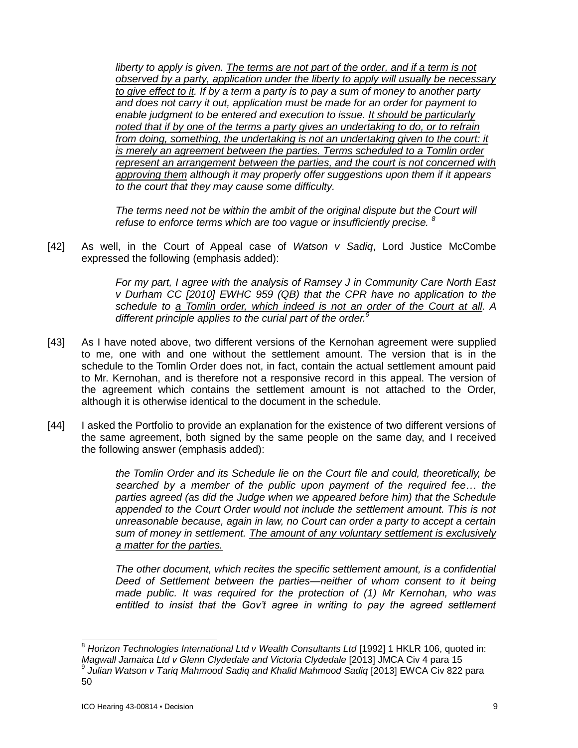> *liberty to apply is given. <u>The terms are not part of the order, and if a term is not observed by a party, application under the liberty to apply will usually be necessary to give effect to it</u>. If by a term a party is to pay a sum of money to another party and does not carry it out, application must be made for an order for payment to enable judgment to be entered and execution to issue. <u>It should be particularly noted that if by one of the terms a party gives an undertaking to do, or to refrain from doing, something, the undertaking is not an undertaking given to the court: it is merely an agreement between the parties. Terms scheduled to a Tomlin order represent an arrangement between the parties, and the court is not concerned with approving them</u> although it may properly offer suggestions upon them if it appears to the court that they may cause some difficulty.*
>
> *The terms need not be within the ambit of the original dispute but the Court will refuse to enforce terms which are too vague or insufficiently precise.* [8]

[42] As well, in the Court of Appeal case of *Watson v Sadiq*, Lord Justice McCombe expressed the following (emphasis added):

> *For my part, I agree with the analysis of Ramsey J in Community Care North East v Durham CC [2010] EWHC 959 (QB) that the CPR have no application to the schedule to <u>a Tomlin order, which indeed is not an order of the Court at all</u>. A different principle applies to the curial part of the order.*[9]

[43] As I have noted above, two different versions of the Kernohan agreement were supplied to me, one with and one without the settlement amount. The version that is in the schedule to the Tomlin Order does not, in fact, contain the actual settlement amount paid to Mr. Kernohan, and is therefore not a responsive record in this appeal. The version of the agreement which contains the settlement amount is not attached to the Order, although it is otherwise identical to the document in the schedule.

[44] I asked the Portfolio to provide an explanation for the existence of two different versions of the same agreement, both signed by the same people on the same day, and I received the following answer (emphasis added):

> *the Tomlin Order and its Schedule lie on the Court file and could, theoretically, be searched by a member of the public upon payment of the required fee… the parties agreed (as did the Judge when we appeared before him) that the Schedule appended to the Court Order would not include the settlement amount. This is not unreasonable because, again in law, no Court can order a party to accept a certain sum of money in settlement. <u>The amount of any voluntary settlement is exclusively a matter for the parties.</u>*
>
> *The other document, which recites the specific settlement amount, is a confidential Deed of Settlement between the parties—neither of whom consent to it being made public. It was required for the protection of (1) Mr Kernohan, who was entitled to insist that the Gov't agree in writing to pay the agreed settlement*

---

[8] *Horizon Technologies International Ltd v Wealth Consultants Ltd* [1992] 1 HKLR 106, quoted in: *Magwall Jamaica Ltd v Glenn Clydedale and Victoria Clydedale* [2013] JMCA Civ 4 para 15

[9] *Julian Watson v Tariq Mahmood Sadiq and Khalid Mahmood Sadiq* [2013] EWCA Civ 822 para 50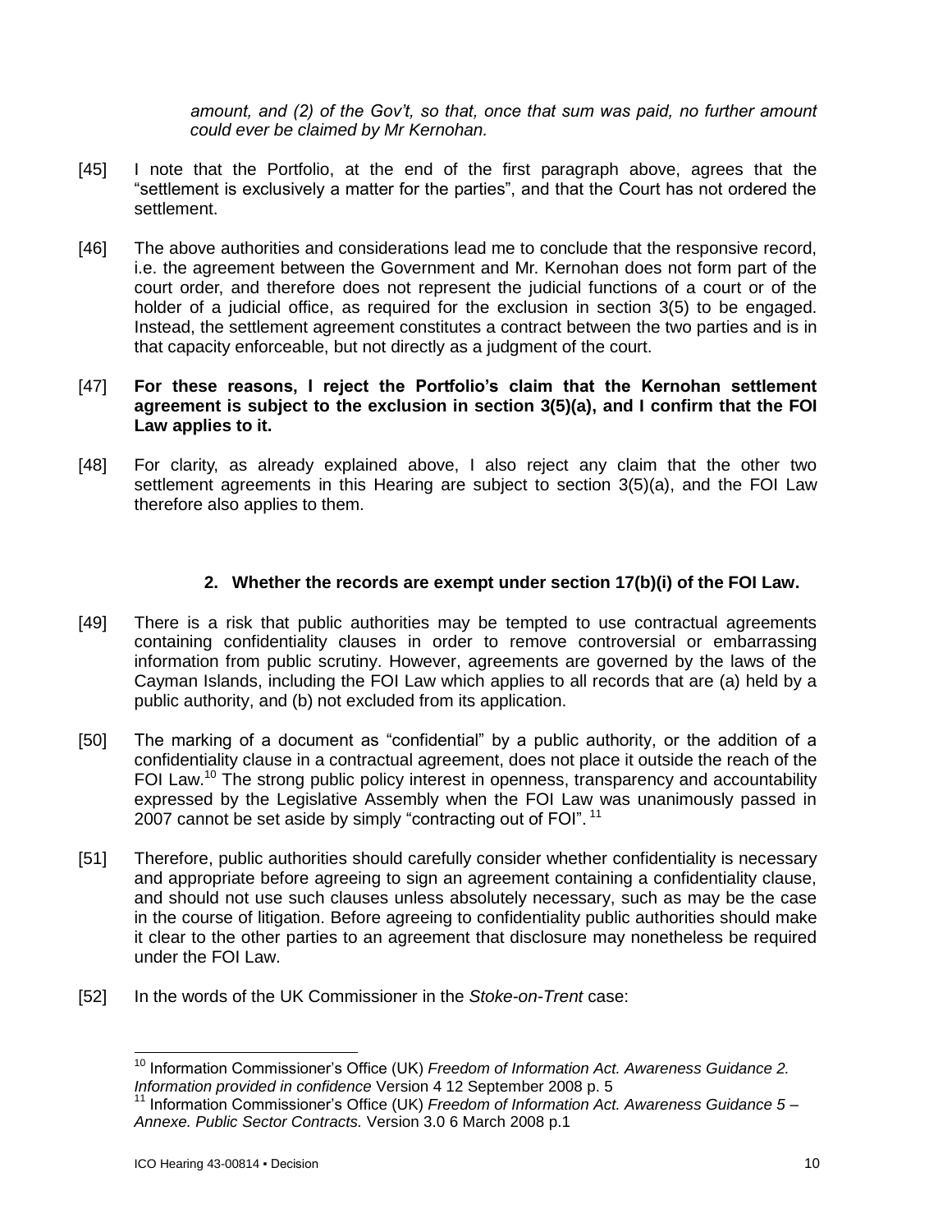*amount, and (2) of the Gov't, so that, once that sum was paid, no further amount could ever be claimed by Mr Kernohan.*

[45] I note that the Portfolio, at the end of the first paragraph above, agrees that the "settlement is exclusively a matter for the parties", and that the Court has not ordered the settlement.

[46] The above authorities and considerations lead me to conclude that the responsive record, i.e. the agreement between the Government and Mr. Kernohan does not form part of the court order, and therefore does not represent the judicial functions of a court or of the holder of a judicial office, as required for the exclusion in section 3(5) to be engaged. Instead, the settlement agreement constitutes a contract between the two parties and is in that capacity enforceable, but not directly as a judgment of the court.

[47] **For these reasons, I reject the Portfolio's claim that the Kernohan settlement agreement is subject to the exclusion in section 3(5)(a), and I confirm that the FOI Law applies to it.**

[48] For clarity, as already explained above, I also reject any claim that the other two settlement agreements in this Hearing are subject to section 3(5)(a), and the FOI Law therefore also applies to them.

### 2. Whether the records are exempt under section 17(b)(i) of the FOI Law.

[49] There is a risk that public authorities may be tempted to use contractual agreements containing confidentiality clauses in order to remove controversial or embarrassing information from public scrutiny. However, agreements are governed by the laws of the Cayman Islands, including the FOI Law which applies to all records that are (a) held by a public authority, and (b) not excluded from its application.

[50] The marking of a document as "confidential" by a public authority, or the addition of a confidentiality clause in a contractual agreement, does not place it outside the reach of the FOI Law.[10] The strong public policy interest in openness, transparency and accountability expressed by the Legislative Assembly when the FOI Law was unanimously passed in 2007 cannot be set aside by simply "contracting out of FOI".[11]

[51] Therefore, public authorities should carefully consider whether confidentiality is necessary and appropriate before agreeing to sign an agreement containing a confidentiality clause, and should not use such clauses unless absolutely necessary, such as may be the case in the course of litigation. Before agreeing to confidentiality public authorities should make it clear to the other parties to an agreement that disclosure may nonetheless be required under the FOI Law.

[52] In the words of the UK Commissioner in the *Stoke-on-Trent* case:

---

[10] Information Commissioner's Office (UK) *Freedom of Information Act. Awareness Guidance 2. Information provided in confidence* Version 4 12 September 2008 p. 5

[11] Information Commissioner's Office (UK) *Freedom of Information Act. Awareness Guidance 5 – Annexe. Public Sector Contracts.* Version 3.0 6 March 2008 p.1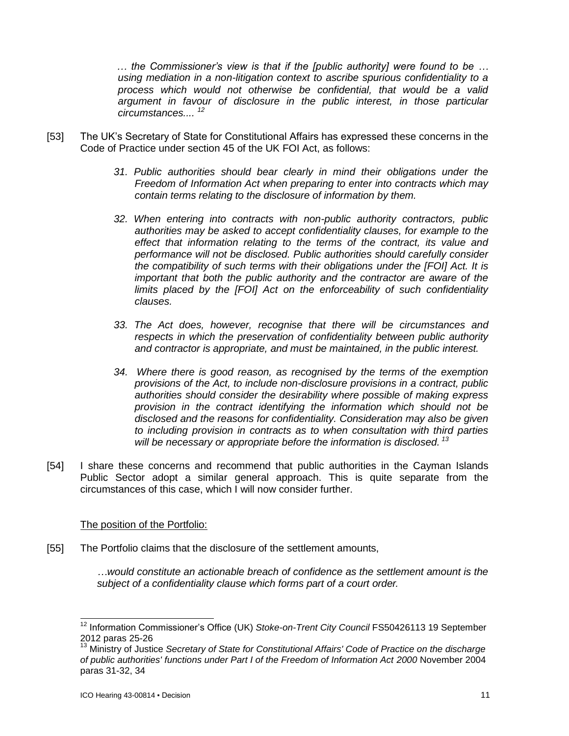> *… the Commissioner's view is that if the [public authority] were found to be … using mediation in a non-litigation context to ascribe spurious confidentiality to a process which would not otherwise be confidential, that would be a valid argument in favour of disclosure in the public interest, in those particular circumstances....* [12]

[53] The UK's Secretary of State for Constitutional Affairs has expressed these concerns in the Code of Practice under section 45 of the UK FOI Act, as follows:

> *31. Public authorities should bear clearly in mind their obligations under the Freedom of Information Act when preparing to enter into contracts which may contain terms relating to the disclosure of information by them.*
>
> *32. When entering into contracts with non-public authority contractors, public authorities may be asked to accept confidentiality clauses, for example to the effect that information relating to the terms of the contract, its value and performance will not be disclosed. Public authorities should carefully consider the compatibility of such terms with their obligations under the [FOI] Act. It is important that both the public authority and the contractor are aware of the limits placed by the [FOI] Act on the enforceability of such confidentiality clauses.*
>
> *33. The Act does, however, recognise that there will be circumstances and respects in which the preservation of confidentiality between public authority and contractor is appropriate, and must be maintained, in the public interest.*
>
> *34. Where there is good reason, as recognised by the terms of the exemption provisions of the Act, to include non-disclosure provisions in a contract, public authorities should consider the desirability where possible of making express provision in the contract identifying the information which should not be disclosed and the reasons for confidentiality. Consideration may also be given to including provision in contracts as to when consultation with third parties will be necessary or appropriate before the information is disclosed.* [13]

[54] I share these concerns and recommend that public authorities in the Cayman Islands Public Sector adopt a similar general approach. This is quite separate from the circumstances of this case, which I will now consider further.

The position of the Portfolio:

[55] The Portfolio claims that the disclosure of the settlement amounts,

> *…would constitute an actionable breach of confidence as the settlement amount is the subject of a confidentiality clause which forms part of a court order.*

---

[12] Information Commissioner's Office (UK) *Stoke-on-Trent City Council* FS50426113 19 September 2012 paras 25-26

[13] Ministry of Justice *Secretary of State for Constitutional Affairs' Code of Practice on the discharge of public authorities' functions under Part I of the Freedom of Information Act 2000* November 2004 paras 31-32, 34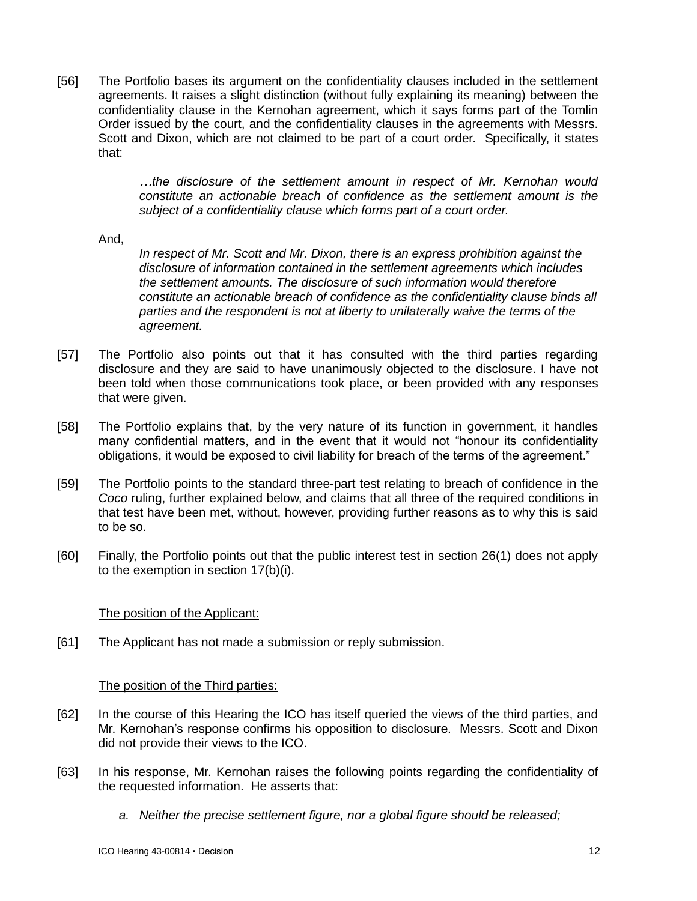[56] The Portfolio bases its argument on the confidentiality clauses included in the settlement agreements. It raises a slight distinction (without fully explaining its meaning) between the confidentiality clause in the Kernohan agreement, which it says forms part of the Tomlin Order issued by the court, and the confidentiality clauses in the agreements with Messrs. Scott and Dixon, which are not claimed to be part of a court order. Specifically, it states that:

> *…the disclosure of the settlement amount in respect of Mr. Kernohan would constitute an actionable breach of confidence as the settlement amount is the subject of a confidentiality clause which forms part of a court order.*

And,

> *In respect of Mr. Scott and Mr. Dixon, there is an express prohibition against the disclosure of information contained in the settlement agreements which includes the settlement amounts. The disclosure of such information would therefore constitute an actionable breach of confidence as the confidentiality clause binds all parties and the respondent is not at liberty to unilaterally waive the terms of the agreement.*

[57] The Portfolio also points out that it has consulted with the third parties regarding disclosure and they are said to have unanimously objected to the disclosure. I have not been told when those communications took place, or been provided with any responses that were given.

[58] The Portfolio explains that, by the very nature of its function in government, it handles many confidential matters, and in the event that it would not "honour its confidentiality obligations, it would be exposed to civil liability for breach of the terms of the agreement."

[59] The Portfolio points to the standard three-part test relating to breach of confidence in the *Coco* ruling, further explained below, and claims that all three of the required conditions in that test have been met, without, however, providing further reasons as to why this is said to be so.

[60] Finally, the Portfolio points out that the public interest test in section 26(1) does not apply to the exemption in section 17(b)(i).

The position of the Applicant:

[61] The Applicant has not made a submission or reply submission.

The position of the Third parties:

[62] In the course of this Hearing the ICO has itself queried the views of the third parties, and Mr. Kernohan's response confirms his opposition to disclosure. Messrs. Scott and Dixon did not provide their views to the ICO.

[63] In his response, Mr. Kernohan raises the following points regarding the confidentiality of the requested information. He asserts that:

a. *Neither the precise settlement figure, nor a global figure should be released;*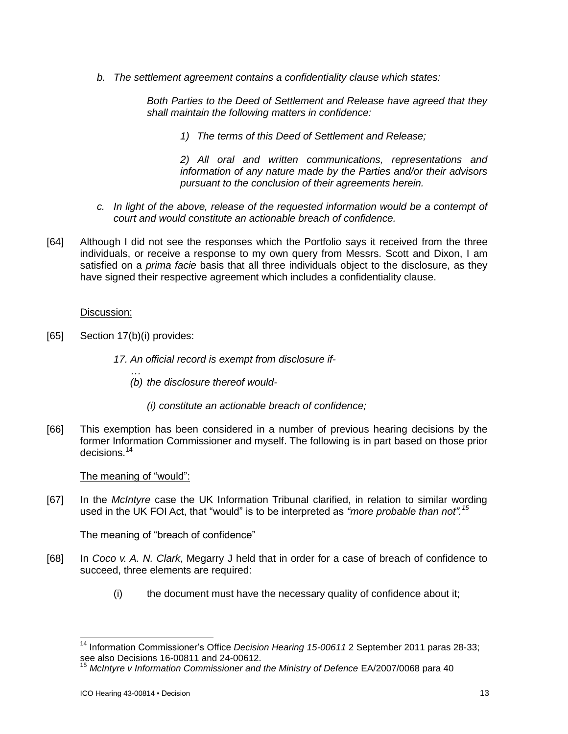b. *The settlement agreement contains a confidentiality clause which states:*

> *Both Parties to the Deed of Settlement and Release have agreed that they shall maintain the following matters in confidence:*
>
> *1) The terms of this Deed of Settlement and Release;*
>
> *2) All oral and written communications, representations and information of any nature made by the Parties and/or their advisors pursuant to the conclusion of their agreements herein.*

c. *In light of the above, release of the requested information would be a contempt of court and would constitute an actionable breach of confidence.*

[64] Although I did not see the responses which the Portfolio says it received from the three individuals, or receive a response to my own query from Messrs. Scott and Dixon, I am satisfied on a *prima facie* basis that all three individuals object to the disclosure, as they have signed their respective agreement which includes a confidentiality clause.

Discussion:

[65] Section 17(b)(i) provides:

> *17. An official record is exempt from disclosure if-*
>
> …
>
> *(b) the disclosure thereof would-*
>
> *(i) constitute an actionable breach of confidence;*

[66] This exemption has been considered in a number of previous hearing decisions by the former Information Commissioner and myself. The following is in part based on those prior decisions.[14]

The meaning of "would":

[67] In the *McIntyre* case the UK Information Tribunal clarified, in relation to similar wording used in the UK FOI Act, that "would" is to be interpreted as *"more probable than not".*[15]

The meaning of "breach of confidence"

[68] In *Coco v. A. N. Clark*, Megarry J held that in order for a case of breach of confidence to succeed, three elements are required:

(i) the document must have the necessary quality of confidence about it;

---

[14] Information Commissioner's Office *Decision Hearing 15-00611* 2 September 2011 paras 28-33; see also Decisions 16-00811 and 24-00612.

[15] *McIntyre v Information Commissioner and the Ministry of Defence* EA/2007/0068 para 40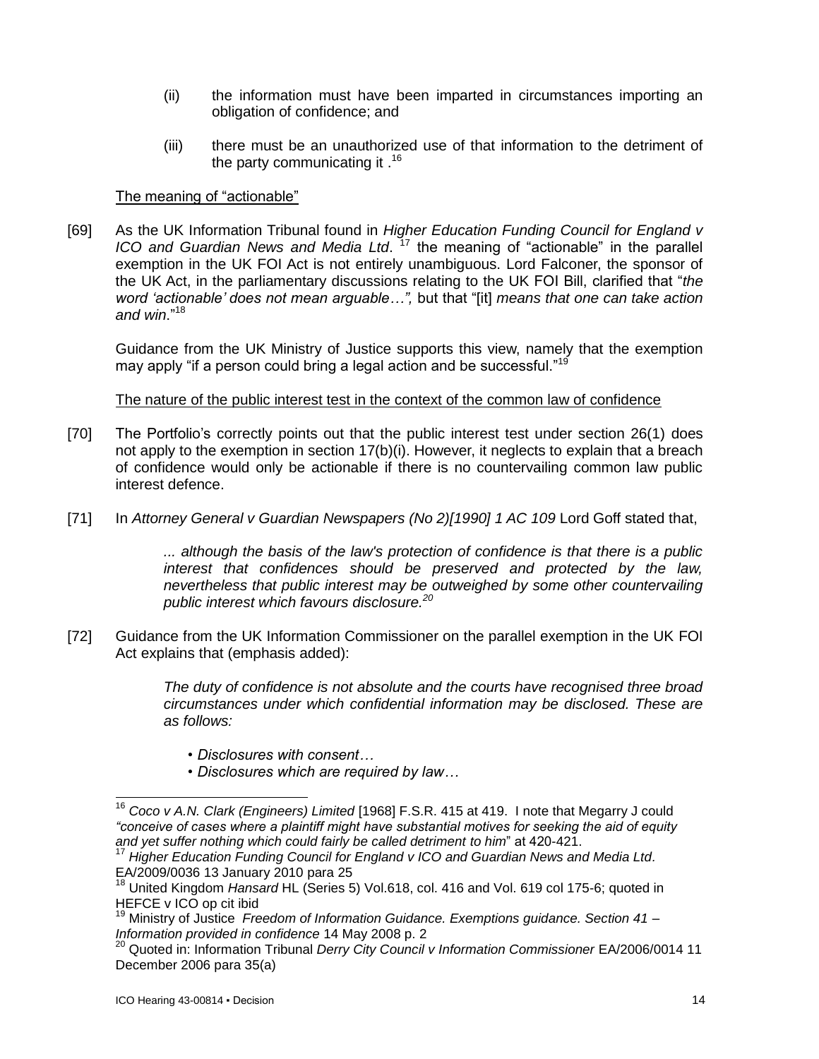(ii) the information must have been imparted in circumstances importing an obligation of confidence; and

(iii) there must be an unauthorized use of that information to the detriment of the party communicating it .[16]

The meaning of "actionable"

[69] As the UK Information Tribunal found in *Higher Education Funding Council for England v ICO and Guardian News and Media Ltd*. [17] the meaning of "actionable" in the parallel exemption in the UK FOI Act is not entirely unambiguous. Lord Falconer, the sponsor of the UK Act, in the parliamentary discussions relating to the UK FOI Bill, clarified that "*the word 'actionable' does not mean arguable…",* but that "[it] *means that one can take action and win*."[18]

Guidance from the UK Ministry of Justice supports this view, namely that the exemption may apply "if a person could bring a legal action and be successful."[19]

The nature of the public interest test in the context of the common law of confidence

[70] The Portfolio's correctly points out that the public interest test under section 26(1) does not apply to the exemption in section 17(b)(i). However, it neglects to explain that a breach of confidence would only be actionable if there is no countervailing common law public interest defence.

[71] In *Attorney General v Guardian Newspapers (No 2)[1990] 1 AC 109* Lord Goff stated that,

> *... although the basis of the law's protection of confidence is that there is a public interest that confidences should be preserved and protected by the law, nevertheless that public interest may be outweighed by some other countervailing public interest which favours disclosure.*[20]

[72] Guidance from the UK Information Commissioner on the parallel exemption in the UK FOI Act explains that (emphasis added):

> *The duty of confidence is not absolute and the courts have recognised three broad circumstances under which confidential information may be disclosed. These are as follows:*
>
> • *Disclosures with consent…*
> • *Disclosures which are required by law…*

---

[16] *Coco v A.N. Clark (Engineers) Limited* [1968] F.S.R. 415 at 419. I note that Megarry J could *"conceive of cases where a plaintiff might have substantial motives for seeking the aid of equity and yet suffer nothing which could fairly be called detriment to him*" at 420-421.

[17] *Higher Education Funding Council for England v ICO and Guardian News and Media Ltd*. EA/2009/0036 13 January 2010 para 25

[18] United Kingdom *Hansard* HL (Series 5) Vol.618, col. 416 and Vol. 619 col 175-6; quoted in HEFCE v ICO op cit ibid

[19] Ministry of Justice *Freedom of Information Guidance. Exemptions guidance. Section 41 – Information provided in confidence* 14 May 2008 p. 2

[20] Quoted in: Information Tribunal *Derry City Council v Information Commissioner* EA/2006/0014 11 December 2006 para 35(a)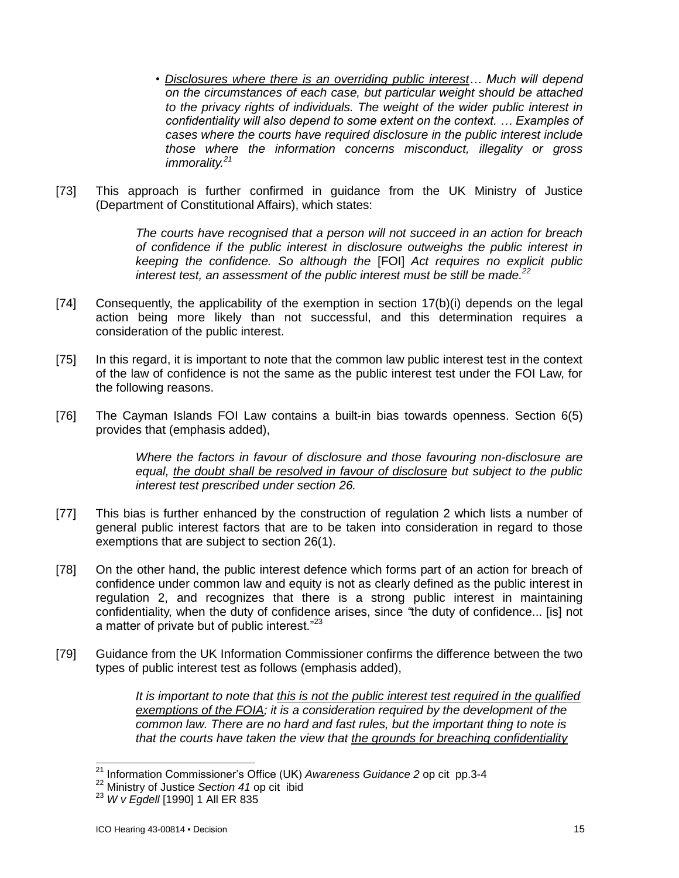> • <u>*Disclosures where there is an overriding public interest*</u>*… Much will depend on the circumstances of each case, but particular weight should be attached to the privacy rights of individuals. The weight of the wider public interest in confidentiality will also depend to some extent on the context. … Examples of cases where the courts have required disclosure in the public interest include those where the information concerns misconduct, illegality or gross immorality.*[21]

[73] This approach is further confirmed in guidance from the UK Ministry of Justice (Department of Constitutional Affairs), which states:

> *The courts have recognised that a person will not succeed in an action for breach of confidence if the public interest in disclosure outweighs the public interest in keeping the confidence. So although the* [FOI] *Act requires no explicit public interest test, an assessment of the public interest must be still be made.*[22]

[74] Consequently, the applicability of the exemption in section 17(b)(i) depends on the legal action being more likely than not successful, and this determination requires a consideration of the public interest.

[75] In this regard, it is important to note that the common law public interest test in the context of the law of confidence is not the same as the public interest test under the FOI Law, for the following reasons.

[76] The Cayman Islands FOI Law contains a built-in bias towards openness. Section 6(5) provides that (emphasis added),

> *Where the factors in favour of disclosure and those favouring non-disclosure are equal,* <u>*the doubt shall be resolved in favour of disclosure*</u> *but subject to the public interest test prescribed under section 26.*

[77] This bias is further enhanced by the construction of regulation 2 which lists a number of general public interest factors that are to be taken into consideration in regard to those exemptions that are subject to section 26(1).

[78] On the other hand, the public interest defence which forms part of an action for breach of confidence under common law and equity is not as clearly defined as the public interest in regulation 2, and recognizes that there is a strong public interest in maintaining confidentiality, when the duty of confidence arises, since "the duty of confidence... [is] not a matter of private but of public interest."[23]

[79] Guidance from the UK Information Commissioner confirms the difference between the two types of public interest test as follows (emphasis added),

> *It is important to note that* <u>*this is not the public interest test required in the qualified exemptions of the FOIA*</u>*; it is a consideration required by the development of the common law. There are no hard and fast rules, but the important thing to note is that the courts have taken the view that* <u>*the grounds for breaching confidentiality*</u>

---

[21] Information Commissioner's Office (UK) *Awareness Guidance 2* op cit pp.3-4

[22] Ministry of Justice *Section 41* op cit ibid

[23] *W v Egdell* [1990] 1 All ER 835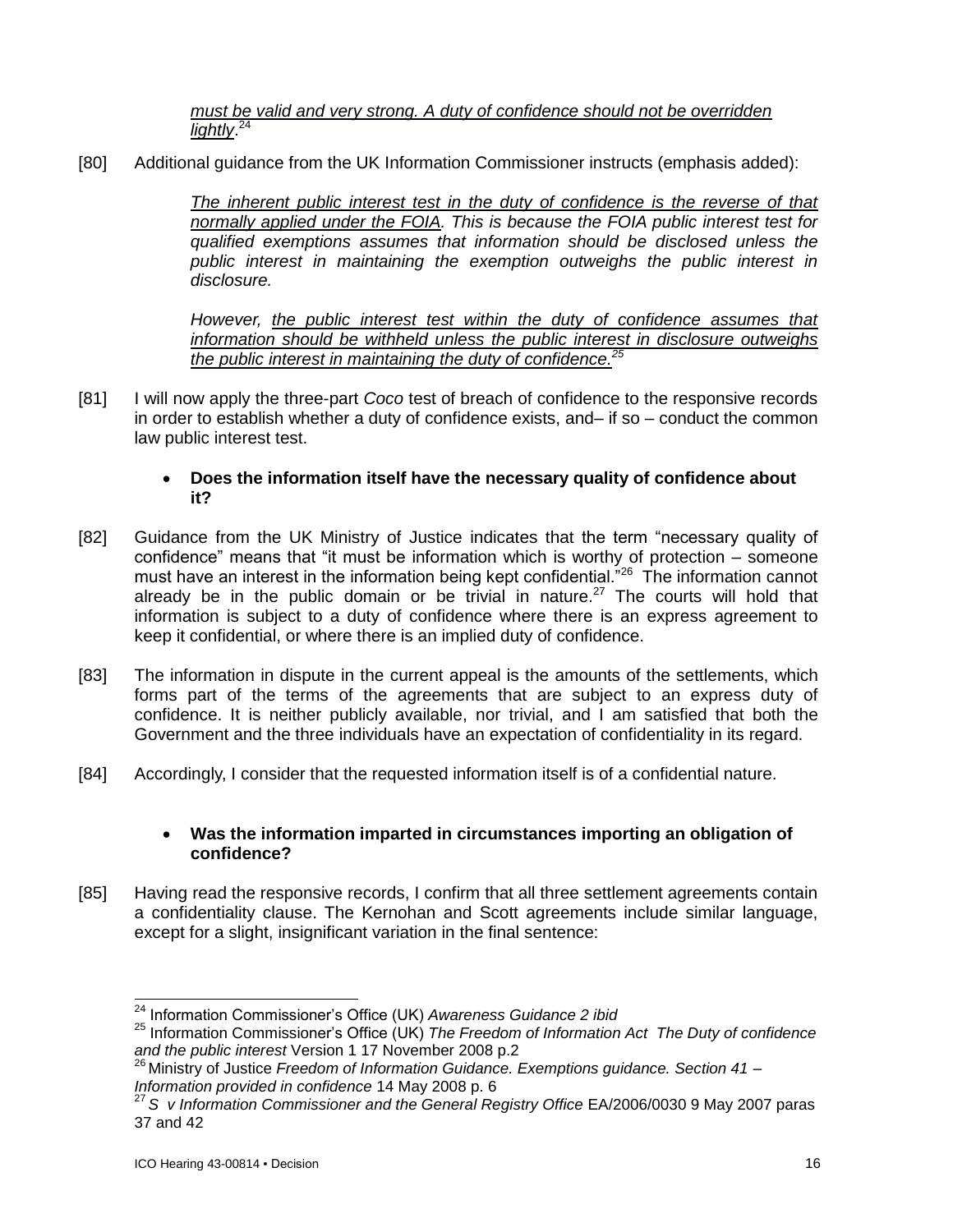*<u>must be valid and very strong. A duty of confidence should not be overridden lightly</u>.*[24]

[80] Additional guidance from the UK Information Commissioner instructs (emphasis added):

> *<u>The inherent public interest test in the duty of confidence is the reverse of that normally applied under the FOIA</u>. This is because the FOIA public interest test for qualified exemptions assumes that information should be disclosed unless the public interest in maintaining the exemption outweighs the public interest in disclosure.*
>
> *However, <u>the public interest test within the duty of confidence assumes that information should be withheld unless the public interest in disclosure outweighs the public interest in maintaining the duty of confidence.</u>*[25]

[81] I will now apply the three-part *Coco* test of breach of confidence to the responsive records in order to establish whether a duty of confidence exists, and– if so – conduct the common law public interest test.

- **Does the information itself have the necessary quality of confidence about it?**

[82] Guidance from the UK Ministry of Justice indicates that the term "necessary quality of confidence" means that "it must be information which is worthy of protection – someone must have an interest in the information being kept confidential."[26] The information cannot already be in the public domain or be trivial in nature.[27] The courts will hold that information is subject to a duty of confidence where there is an express agreement to keep it confidential, or where there is an implied duty of confidence.

[83] The information in dispute in the current appeal is the amounts of the settlements, which forms part of the terms of the agreements that are subject to an express duty of confidence. It is neither publicly available, nor trivial, and I am satisfied that both the Government and the three individuals have an expectation of confidentiality in its regard.

[84] Accordingly, I consider that the requested information itself is of a confidential nature.

- **Was the information imparted in circumstances importing an obligation of confidence?**

[85] Having read the responsive records, I confirm that all three settlement agreements contain a confidentiality clause. The Kernohan and Scott agreements include similar language, except for a slight, insignificant variation in the final sentence:

---

[24] Information Commissioner's Office (UK) *Awareness Guidance 2 ibid*

[25] Information Commissioner's Office (UK) *The Freedom of Information Act The Duty of confidence and the public interest* Version 1 17 November 2008 p.2

[26] Ministry of Justice *Freedom of Information Guidance. Exemptions guidance. Section 41 – Information provided in confidence* 14 May 2008 p. 6

[27] *S v Information Commissioner and the General Registry Office* EA/2006/0030 9 May 2007 paras 37 and 42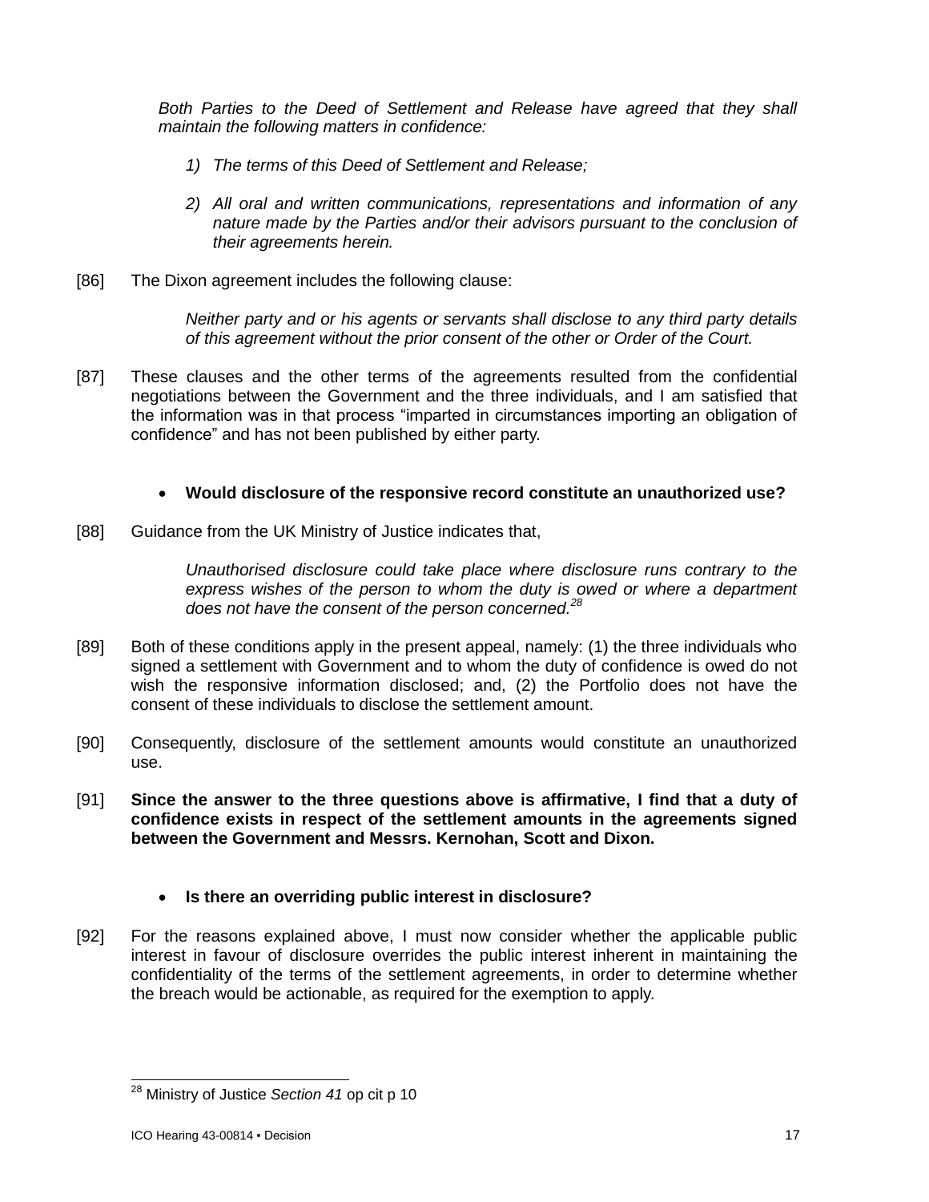*Both Parties to the Deed of Settlement and Release have agreed that they shall maintain the following matters in confidence:*

1) *The terms of this Deed of Settlement and Release;*

2) *All oral and written communications, representations and information of any nature made by the Parties and/or their advisors pursuant to the conclusion of their agreements herein.*

[86] The Dixon agreement includes the following clause:

> *Neither party and or his agents or servants shall disclose to any third party details of this agreement without the prior consent of the other or Order of the Court.*

[87] These clauses and the other terms of the agreements resulted from the confidential negotiations between the Government and the three individuals, and I am satisfied that the information was in that process "imparted in circumstances importing an obligation of confidence" and has not been published by either party.

- **Would disclosure of the responsive record constitute an unauthorized use?**

[88] Guidance from the UK Ministry of Justice indicates that,

> *Unauthorised disclosure could take place where disclosure runs contrary to the express wishes of the person to whom the duty is owed or where a department does not have the consent of the person concerned.*[28]

[89] Both of these conditions apply in the present appeal, namely: (1) the three individuals who signed a settlement with Government and to whom the duty of confidence is owed do not wish the responsive information disclosed; and, (2) the Portfolio does not have the consent of these individuals to disclose the settlement amount.

[90] Consequently, disclosure of the settlement amounts would constitute an unauthorized use.

[91] **Since the answer to the three questions above is affirmative, I find that a duty of confidence exists in respect of the settlement amounts in the agreements signed between the Government and Messrs. Kernohan, Scott and Dixon.**

- **Is there an overriding public interest in disclosure?**

[92] For the reasons explained above, I must now consider whether the applicable public interest in favour of disclosure overrides the public interest inherent in maintaining the confidentiality of the terms of the settlement agreements, in order to determine whether the breach would be actionable, as required for the exemption to apply.

---

[28] Ministry of Justice *Section 41* op cit p 10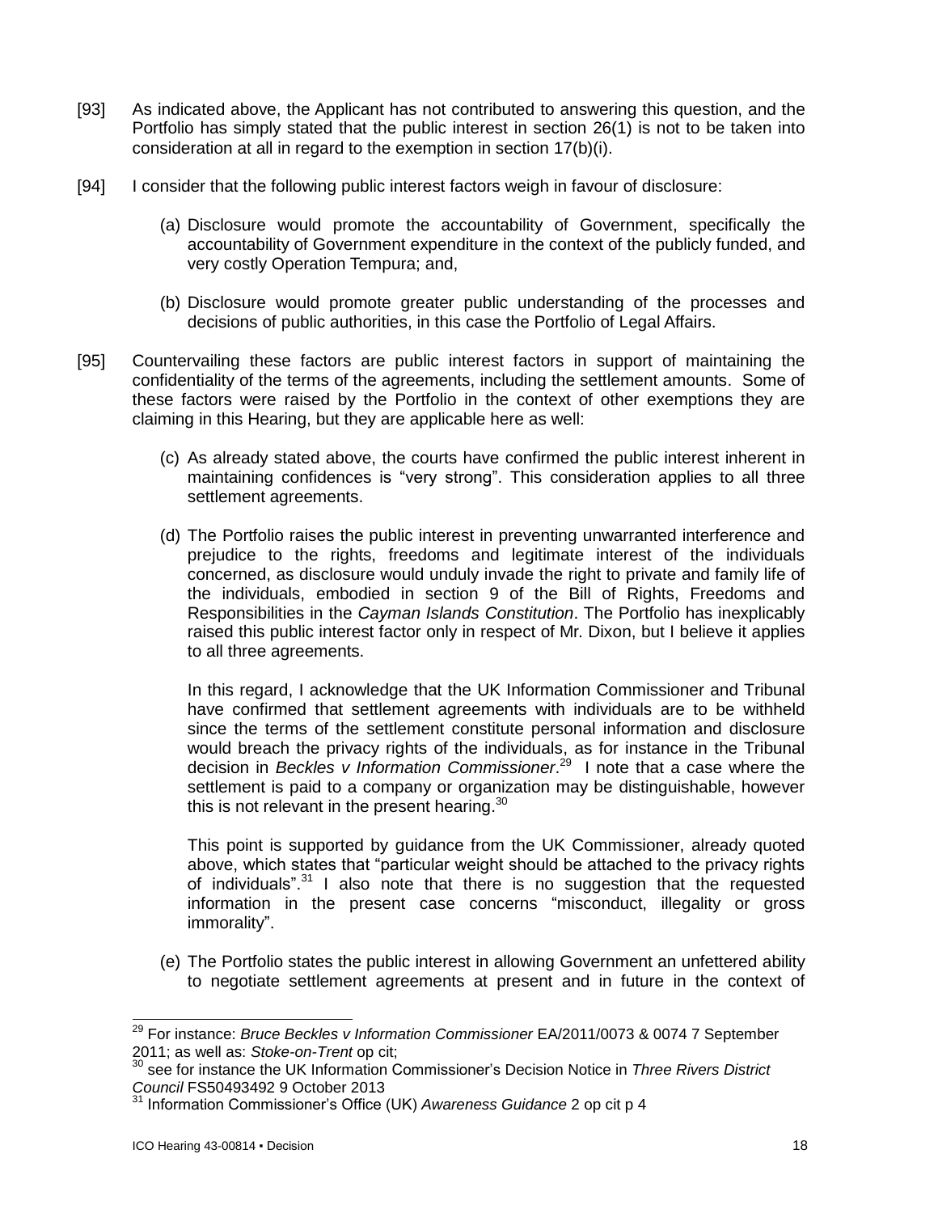[93] As indicated above, the Applicant has not contributed to answering this question, and the Portfolio has simply stated that the public interest in section 26(1) is not to be taken into consideration at all in regard to the exemption in section 17(b)(i).

[94] I consider that the following public interest factors weigh in favour of disclosure:

(a) Disclosure would promote the accountability of Government, specifically the accountability of Government expenditure in the context of the publicly funded, and very costly Operation Tempura; and,

(b) Disclosure would promote greater public understanding of the processes and decisions of public authorities, in this case the Portfolio of Legal Affairs.

[95] Countervailing these factors are public interest factors in support of maintaining the confidentiality of the terms of the agreements, including the settlement amounts. Some of these factors were raised by the Portfolio in the context of other exemptions they are claiming in this Hearing, but they are applicable here as well:

(c) As already stated above, the courts have confirmed the public interest inherent in maintaining confidences is "very strong". This consideration applies to all three settlement agreements.

(d) The Portfolio raises the public interest in preventing unwarranted interference and prejudice to the rights, freedoms and legitimate interest of the individuals concerned, as disclosure would unduly invade the right to private and family life of the individuals, embodied in section 9 of the Bill of Rights, Freedoms and Responsibilities in the *Cayman Islands Constitution*. The Portfolio has inexplicably raised this public interest factor only in respect of Mr. Dixon, but I believe it applies to all three agreements.

In this regard, I acknowledge that the UK Information Commissioner and Tribunal have confirmed that settlement agreements with individuals are to be withheld since the terms of the settlement constitute personal information and disclosure would breach the privacy rights of the individuals, as for instance in the Tribunal decision in *Beckles v Information Commissioner*.[29] I note that a case where the settlement is paid to a company or organization may be distinguishable, however this is not relevant in the present hearing.[30]

This point is supported by guidance from the UK Commissioner, already quoted above, which states that "particular weight should be attached to the privacy rights of individuals".[31] I also note that there is no suggestion that the requested information in the present case concerns "misconduct, illegality or gross immorality".

(e) The Portfolio states the public interest in allowing Government an unfettered ability to negotiate settlement agreements at present and in future in the context of

---

[29] For instance: *Bruce Beckles v Information Commissioner* EA/2011/0073 & 0074 7 September 2011; as well as: *Stoke-on-Trent* op cit;

[30] see for instance the UK Information Commissioner's Decision Notice in *Three Rivers District Council* FS50493492 9 October 2013

[31] Information Commissioner's Office (UK) *Awareness Guidance* 2 op cit p 4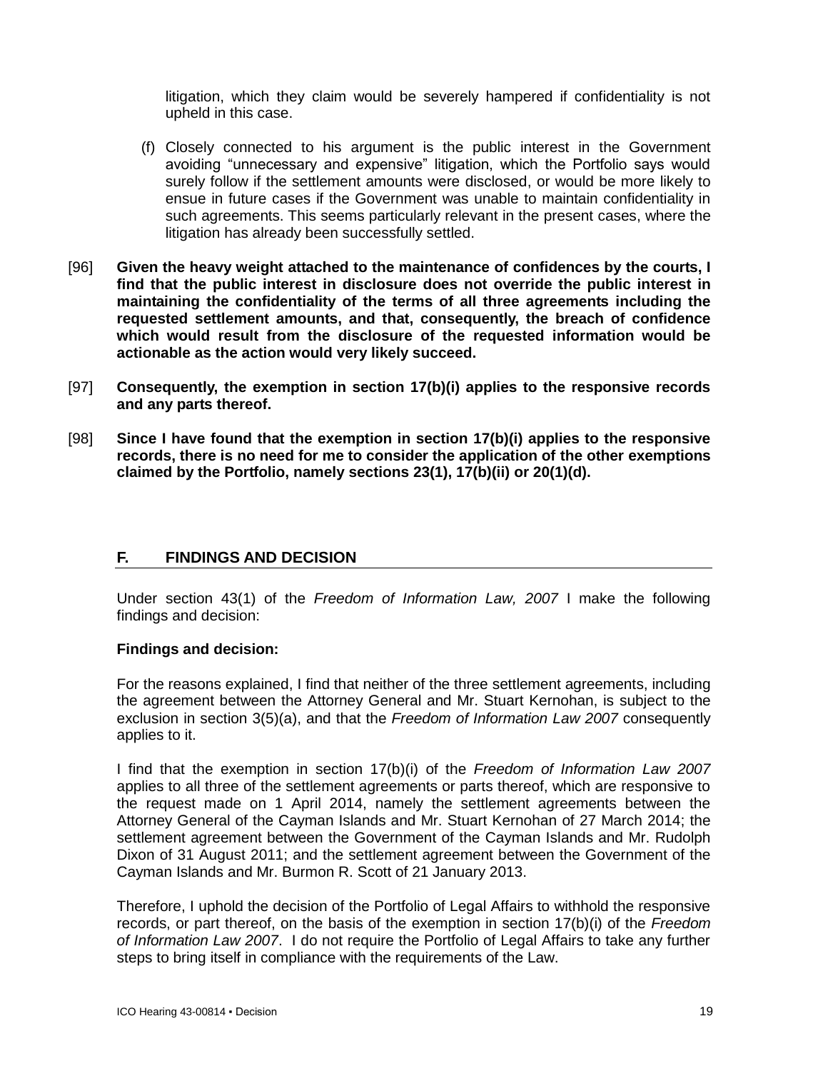litigation, which they claim would be severely hampered if confidentiality is not upheld in this case.

(f) Closely connected to his argument is the public interest in the Government avoiding "unnecessary and expensive" litigation, which the Portfolio says would surely follow if the settlement amounts were disclosed, or would be more likely to ensue in future cases if the Government was unable to maintain confidentiality in such agreements. This seems particularly relevant in the present cases, where the litigation has already been successfully settled.

[96] **Given the heavy weight attached to the maintenance of confidences by the courts, I find that the public interest in disclosure does not override the public interest in maintaining the confidentiality of the terms of all three agreements including the requested settlement amounts, and that, consequently, the breach of confidence which would result from the disclosure of the requested information would be actionable as the action would very likely succeed.**

[97] **Consequently, the exemption in section 17(b)(i) applies to the responsive records and any parts thereof.**

[98] **Since I have found that the exemption in section 17(b)(i) applies to the responsive records, there is no need for me to consider the application of the other exemptions claimed by the Portfolio, namely sections 23(1), 17(b)(ii) or 20(1)(d).**

## F. FINDINGS AND DECISION

Under section 43(1) of the *Freedom of Information Law, 2007* I make the following findings and decision:

**Findings and decision:**

For the reasons explained, I find that neither of the three settlement agreements, including the agreement between the Attorney General and Mr. Stuart Kernohan, is subject to the exclusion in section 3(5)(a), and that the *Freedom of Information Law 2007* consequently applies to it.

I find that the exemption in section 17(b)(i) of the *Freedom of Information Law 2007* applies to all three of the settlement agreements or parts thereof, which are responsive to the request made on 1 April 2014, namely the settlement agreements between the Attorney General of the Cayman Islands and Mr. Stuart Kernohan of 27 March 2014; the settlement agreement between the Government of the Cayman Islands and Mr. Rudolph Dixon of 31 August 2011; and the settlement agreement between the Government of the Cayman Islands and Mr. Burmon R. Scott of 21 January 2013.

Therefore, I uphold the decision of the Portfolio of Legal Affairs to withhold the responsive records, or part thereof, on the basis of the exemption in section 17(b)(i) of the *Freedom of Information Law 2007*. I do not require the Portfolio of Legal Affairs to take any further steps to bring itself in compliance with the requirements of the Law.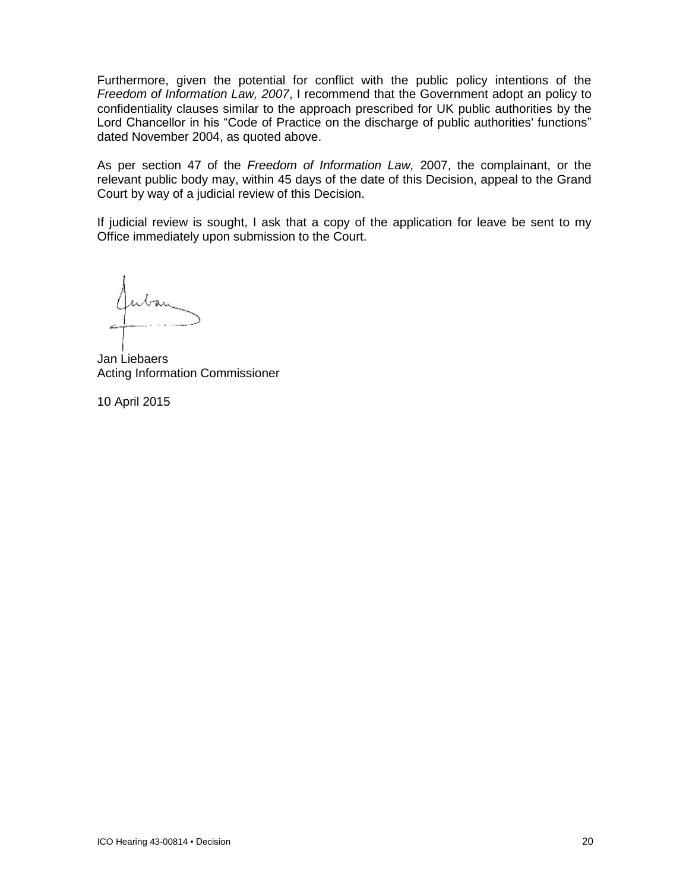Furthermore, given the potential for conflict with the public policy intentions of the *Freedom of Information Law, 2007*, I recommend that the Government adopt an policy to confidentiality clauses similar to the approach prescribed for UK public authorities by the Lord Chancellor in his "Code of Practice on the discharge of public authorities' functions" dated November 2004, as quoted above.

As per section 47 of the *Freedom of Information Law,* 2007, the complainant, or the relevant public body may, within 45 days of the date of this Decision, appeal to the Grand Court by way of a judicial review of this Decision.

If judicial review is sought, I ask that a copy of the application for leave be sent to my Office immediately upon submission to the Court.

Jan Liebaers
Acting Information Commissioner

10 April 2015